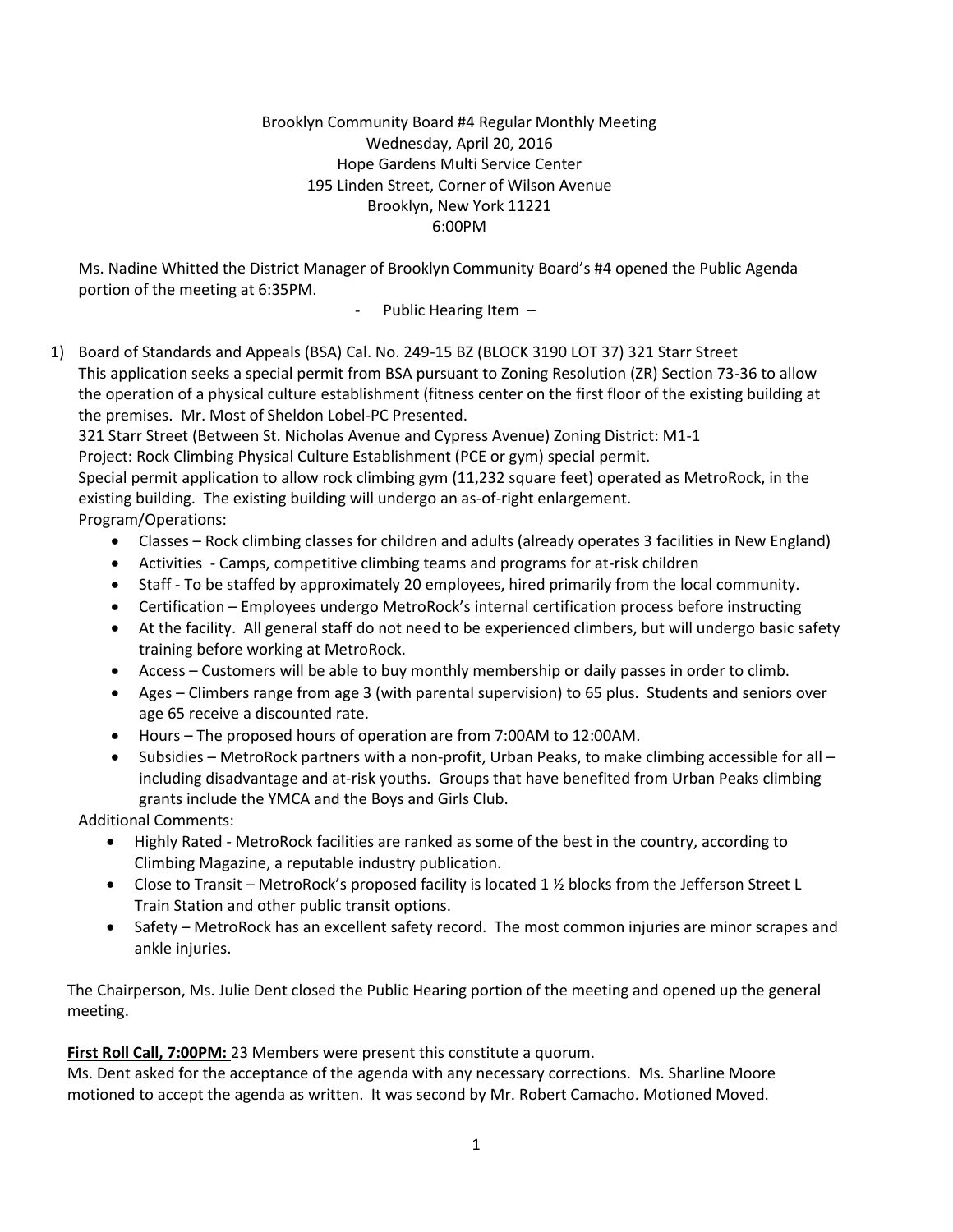Brooklyn Community Board #4 Regular Monthly Meeting
Wednesday, April 20, 2016
Hope Gardens Multi Service Center
195 Linden Street, Corner of Wilson Avenue
Brooklyn, New York 11221
6:00PM

Ms. Nadine Whitted the District Manager of Brooklyn Community Board's #4 opened the Public Agenda portion of the meeting at 6:35PM.

- Public Hearing Item –

1) Board of Standards and Appeals (BSA) Cal. No. 249-15 BZ (BLOCK 3190 LOT 37) 321 Starr Street
This application seeks a special permit from BSA pursuant to Zoning Resolution (ZR) Section 73-36 to allow the operation of a physical culture establishment (fitness center on the first floor of the existing building at the premises. Mr. Most of Sheldon Lobel-PC Presented.
321 Starr Street (Between St. Nicholas Avenue and Cypress Avenue) Zoning District: M1-1
Project: Rock Climbing Physical Culture Establishment (PCE or gym) special permit.
Special permit application to allow rock climbing gym (11,232 square feet) operated as MetroRock, in the existing building. The existing building will undergo an as-of-right enlargement.
Program/Operations:
   - Classes – Rock climbing classes for children and adults (already operates 3 facilities in New England)
   - Activities - Camps, competitive climbing teams and programs for at-risk children
   - Staff - To be staffed by approximately 20 employees, hired primarily from the local community.
   - Certification – Employees undergo MetroRock's internal certification process before instructing
   - At the facility. All general staff do not need to be experienced climbers, but will undergo basic safety training before working at MetroRock.
   - Access – Customers will be able to buy monthly membership or daily passes in order to climb.
   - Ages – Climbers range from age 3 (with parental supervision) to 65 plus. Students and seniors over age 65 receive a discounted rate.
   - Hours – The proposed hours of operation are from 7:00AM to 12:00AM.
   - Subsidies – MetroRock partners with a non-profit, Urban Peaks, to make climbing accessible for all – including disadvantage and at-risk youths. Groups that have benefited from Urban Peaks climbing grants include the YMCA and the Boys and Girls Club.

Additional Comments:
   - Highly Rated - MetroRock facilities are ranked as some of the best in the country, according to Climbing Magazine, a reputable industry publication.
   - Close to Transit – MetroRock's proposed facility is located 1 ½ blocks from the Jefferson Street L Train Station and other public transit options.
   - Safety – MetroRock has an excellent safety record. The most common injuries are minor scrapes and ankle injuries.

The Chairperson, Ms. Julie Dent closed the Public Hearing portion of the meeting and opened up the general meeting.

**First Roll Call, 7:00PM:** 23 Members were present this constitute a quorum.
Ms. Dent asked for the acceptance of the agenda with any necessary corrections. Ms. Sharline Moore motioned to accept the agenda as written. It was second by Mr. Robert Camacho. Motioned Moved.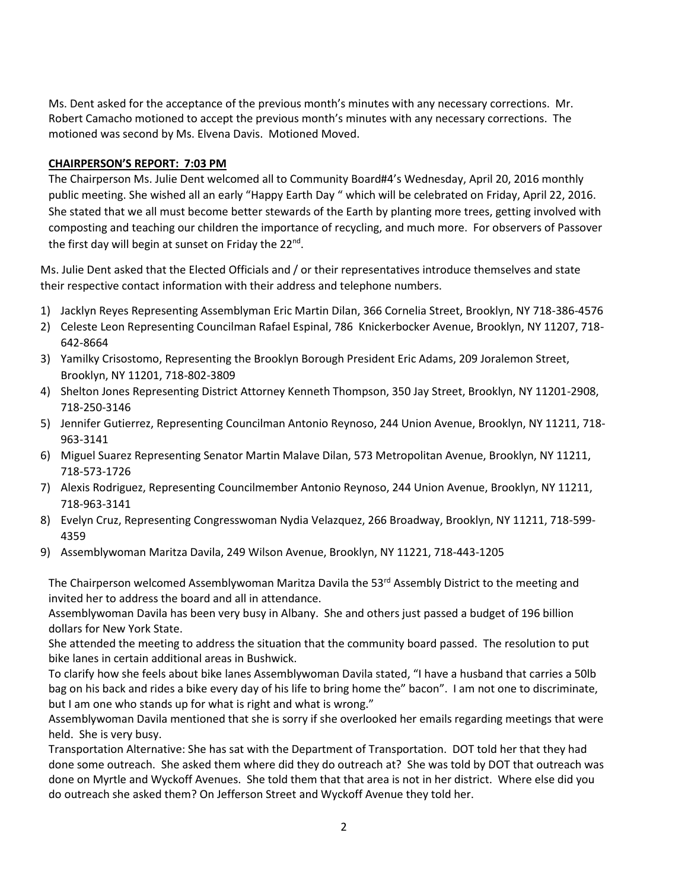Ms. Dent asked for the acceptance of the previous month's minutes with any necessary corrections. Mr. Robert Camacho motioned to accept the previous month's minutes with any necessary corrections. The motioned was second by Ms. Elvena Davis. Motioned Moved.

**CHAIRPERSON'S REPORT: 7:03 PM**

The Chairperson Ms. Julie Dent welcomed all to Community Board#4's Wednesday, April 20, 2016 monthly public meeting. She wished all an early "Happy Earth Day " which will be celebrated on Friday, April 22, 2016. She stated that we all must become better stewards of the Earth by planting more trees, getting involved with composting and teaching our children the importance of recycling, and much more. For observers of Passover the first day will begin at sunset on Friday the 22nd.

Ms. Julie Dent asked that the Elected Officials and / or their representatives introduce themselves and state their respective contact information with their address and telephone numbers.

1) Jacklyn Reyes Representing Assemblyman Eric Martin Dilan, 366 Cornelia Street, Brooklyn, NY 718-386-4576
2) Celeste Leon Representing Councilman Rafael Espinal, 786 Knickerbocker Avenue, Brooklyn, NY 11207, 718-642-8664
3) Yamilky Crisostomo, Representing the Brooklyn Borough President Eric Adams, 209 Joralemon Street, Brooklyn, NY 11201, 718-802-3809
4) Shelton Jones Representing District Attorney Kenneth Thompson, 350 Jay Street, Brooklyn, NY 11201-2908, 718-250-3146
5) Jennifer Gutierrez, Representing Councilman Antonio Reynoso, 244 Union Avenue, Brooklyn, NY 11211, 718-963-3141
6) Miguel Suarez Representing Senator Martin Malave Dilan, 573 Metropolitan Avenue, Brooklyn, NY 11211, 718-573-1726
7) Alexis Rodriguez, Representing Councilmember Antonio Reynoso, 244 Union Avenue, Brooklyn, NY 11211, 718-963-3141
8) Evelyn Cruz, Representing Congresswoman Nydia Velazquez, 266 Broadway, Brooklyn, NY 11211, 718-599-4359
9) Assemblywoman Maritza Davila, 249 Wilson Avenue, Brooklyn, NY 11221, 718-443-1205

The Chairperson welcomed Assemblywoman Maritza Davila the 53rd Assembly District to the meeting and invited her to address the board and all in attendance.

Assemblywoman Davila has been very busy in Albany. She and others just passed a budget of 196 billion dollars for New York State.

She attended the meeting to address the situation that the community board passed. The resolution to put bike lanes in certain additional areas in Bushwick.

To clarify how she feels about bike lanes Assemblywoman Davila stated, "I have a husband that carries a 50lb bag on his back and rides a bike every day of his life to bring home the" bacon". I am not one to discriminate, but I am one who stands up for what is right and what is wrong."

Assemblywoman Davila mentioned that she is sorry if she overlooked her emails regarding meetings that were held. She is very busy.

Transportation Alternative: She has sat with the Department of Transportation. DOT told her that they had done some outreach. She asked them where did they do outreach at? She was told by DOT that outreach was done on Myrtle and Wyckoff Avenues. She told them that that area is not in her district. Where else did you do outreach she asked them? On Jefferson Street and Wyckoff Avenue they told her.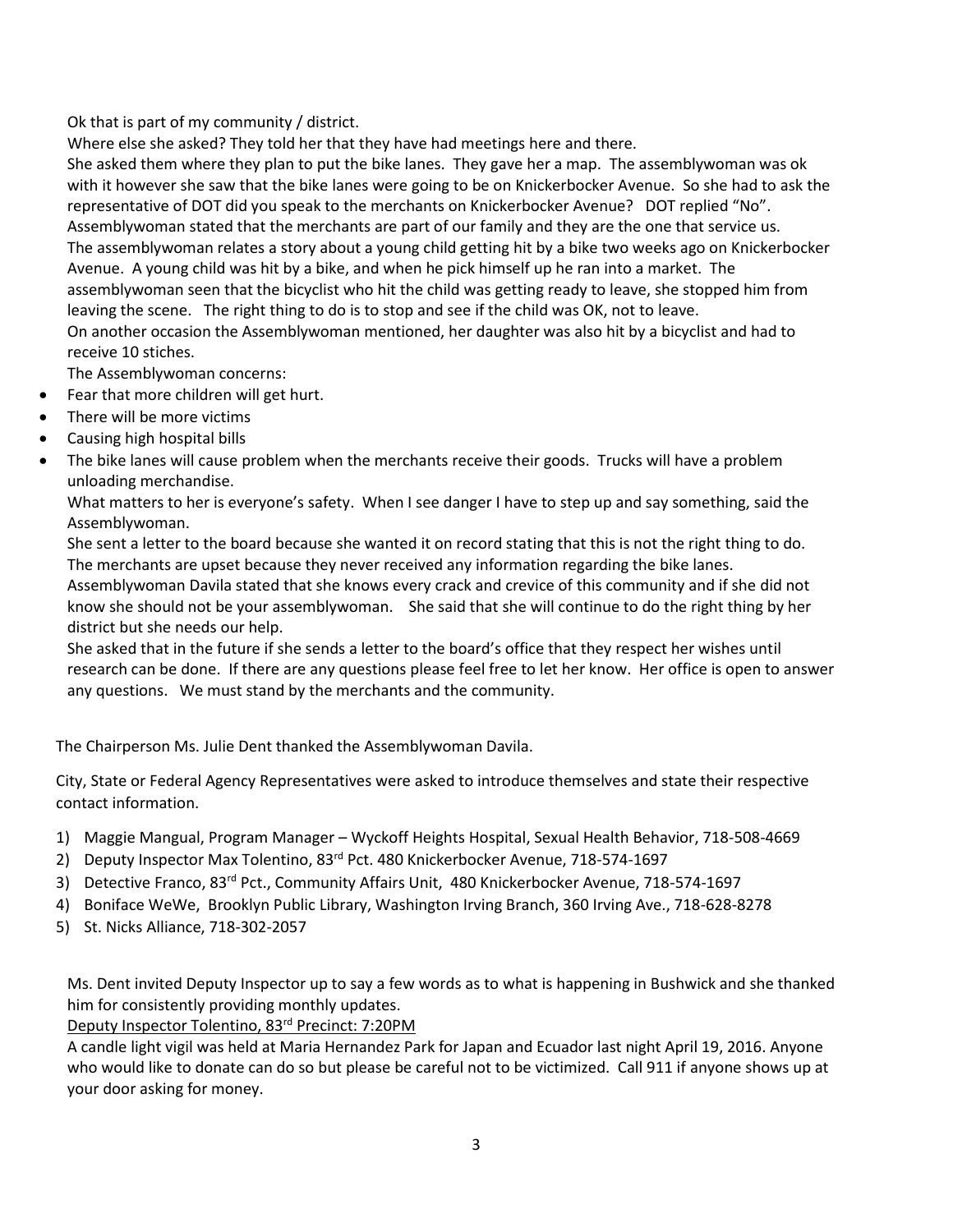Ok that is part of my community / district.
Where else she asked? They told her that they have had meetings here and there.
She asked them where they plan to put the bike lanes. They gave her a map. The assemblywoman was ok with it however she saw that the bike lanes were going to be on Knickerbocker Avenue. So she had to ask the representative of DOT did you speak to the merchants on Knickerbocker Avenue? DOT replied "No". Assemblywoman stated that the merchants are part of our family and they are the one that service us.
The assemblywoman relates a story about a young child getting hit by a bike two weeks ago on Knickerbocker Avenue. A young child was hit by a bike, and when he pick himself up he ran into a market. The assemblywoman seen that the bicyclist who hit the child was getting ready to leave, she stopped him from leaving the scene. The right thing to do is to stop and see if the child was OK, not to leave.
On another occasion the Assemblywoman mentioned, her daughter was also hit by a bicyclist and had to receive 10 stiches.
The Assemblywoman concerns:

- Fear that more children will get hurt.
- There will be more victims
- Causing high hospital bills
- The bike lanes will cause problem when the merchants receive their goods. Trucks will have a problem unloading merchandise.

What matters to her is everyone's safety. When I see danger I have to step up and say something, said the Assemblywoman.
She sent a letter to the board because she wanted it on record stating that this is not the right thing to do. The merchants are upset because they never received any information regarding the bike lanes.
Assemblywoman Davila stated that she knows every crack and crevice of this community and if she did not know she should not be your assemblywoman. She said that she will continue to do the right thing by her district but she needs our help.
She asked that in the future if she sends a letter to the board's office that they respect her wishes until research can be done. If there are any questions please feel free to let her know. Her office is open to answer any questions. We must stand by the merchants and the community.

The Chairperson Ms. Julie Dent thanked the Assemblywoman Davila.

City, State or Federal Agency Representatives were asked to introduce themselves and state their respective contact information.

1) Maggie Mangual, Program Manager – Wyckoff Heights Hospital, Sexual Health Behavior, 718-508-4669
2) Deputy Inspector Max Tolentino, 83rd Pct. 480 Knickerbocker Avenue, 718-574-1697
3) Detective Franco, 83rd Pct., Community Affairs Unit, 480 Knickerbocker Avenue, 718-574-1697
4) Boniface WeWe, Brooklyn Public Library, Washington Irving Branch, 360 Irving Ave., 718-628-8278
5) St. Nicks Alliance, 718-302-2057

Ms. Dent invited Deputy Inspector up to say a few words as to what is happening in Bushwick and she thanked him for consistently providing monthly updates.

<u>Deputy Inspector Tolentino, 83rd Precinct: 7:20PM</u>

A candle light vigil was held at Maria Hernandez Park for Japan and Ecuador last night April 19, 2016. Anyone who would like to donate can do so but please be careful not to be victimized. Call 911 if anyone shows up at your door asking for money.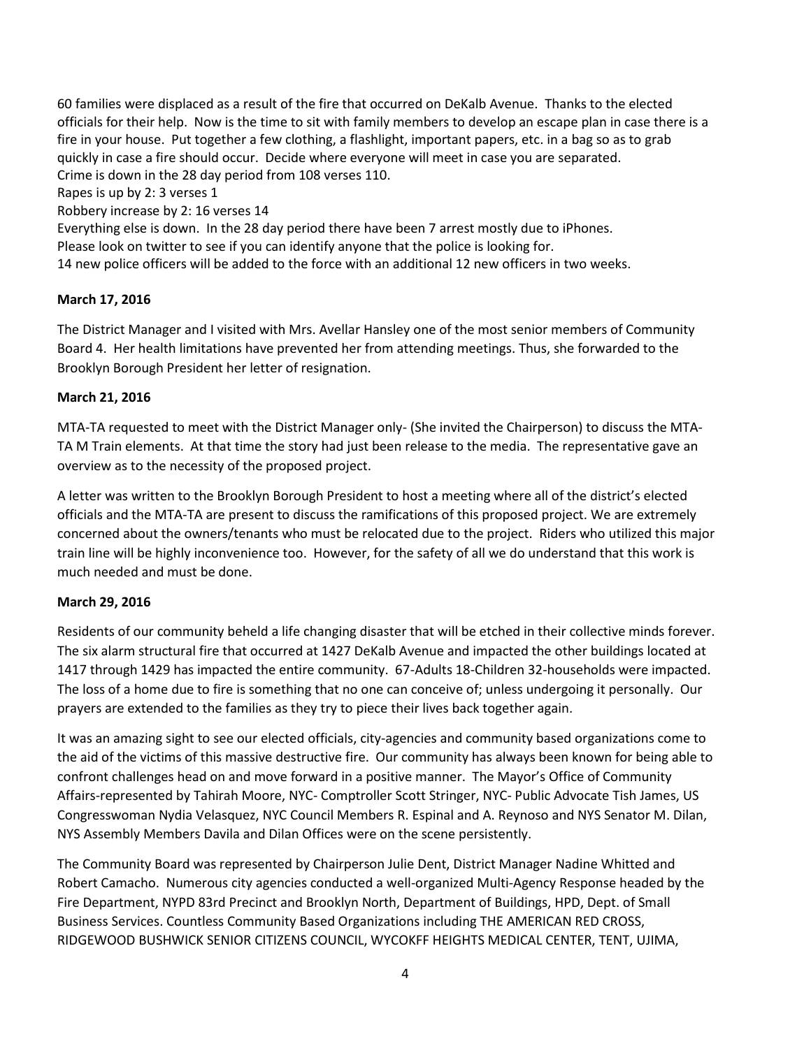60 families were displaced as a result of the fire that occurred on DeKalb Avenue. Thanks to the elected officials for their help. Now is the time to sit with family members to develop an escape plan in case there is a fire in your house. Put together a few clothing, a flashlight, important papers, etc. in a bag so as to grab quickly in case a fire should occur. Decide where everyone will meet in case you are separated.
Crime is down in the 28 day period from 108 verses 110.
Rapes is up by 2: 3 verses 1
Robbery increase by 2: 16 verses 14
Everything else is down. In the 28 day period there have been 7 arrest mostly due to iPhones.
Please look on twitter to see if you can identify anyone that the police is looking for.
14 new police officers will be added to the force with an additional 12 new officers in two weeks.

**March 17, 2016**

The District Manager and I visited with Mrs. Avellar Hansley one of the most senior members of Community Board 4. Her health limitations have prevented her from attending meetings. Thus, she forwarded to the Brooklyn Borough President her letter of resignation.

**March 21, 2016**

MTA-TA requested to meet with the District Manager only- (She invited the Chairperson) to discuss the MTA-TA M Train elements. At that time the story had just been release to the media. The representative gave an overview as to the necessity of the proposed project.

A letter was written to the Brooklyn Borough President to host a meeting where all of the district's elected officials and the MTA-TA are present to discuss the ramifications of this proposed project. We are extremely concerned about the owners/tenants who must be relocated due to the project. Riders who utilized this major train line will be highly inconvenience too. However, for the safety of all we do understand that this work is much needed and must be done.

**March 29, 2016**

Residents of our community beheld a life changing disaster that will be etched in their collective minds forever. The six alarm structural fire that occurred at 1427 DeKalb Avenue and impacted the other buildings located at 1417 through 1429 has impacted the entire community. 67-Adults 18-Children 32-households were impacted. The loss of a home due to fire is something that no one can conceive of; unless undergoing it personally. Our prayers are extended to the families as they try to piece their lives back together again.

It was an amazing sight to see our elected officials, city-agencies and community based organizations come to the aid of the victims of this massive destructive fire. Our community has always been known for being able to confront challenges head on and move forward in a positive manner. The Mayor's Office of Community Affairs-represented by Tahirah Moore, NYC- Comptroller Scott Stringer, NYC- Public Advocate Tish James, US Congresswoman Nydia Velasquez, NYC Council Members R. Espinal and A. Reynoso and NYS Senator M. Dilan, NYS Assembly Members Davila and Dilan Offices were on the scene persistently.

The Community Board was represented by Chairperson Julie Dent, District Manager Nadine Whitted and Robert Camacho. Numerous city agencies conducted a well-organized Multi-Agency Response headed by the Fire Department, NYPD 83rd Precinct and Brooklyn North, Department of Buildings, HPD, Dept. of Small Business Services. Countless Community Based Organizations including THE AMERICAN RED CROSS, RIDGEWOOD BUSHWICK SENIOR CITIZENS COUNCIL, WYCOKFF HEIGHTS MEDICAL CENTER, TENT, UJIMA,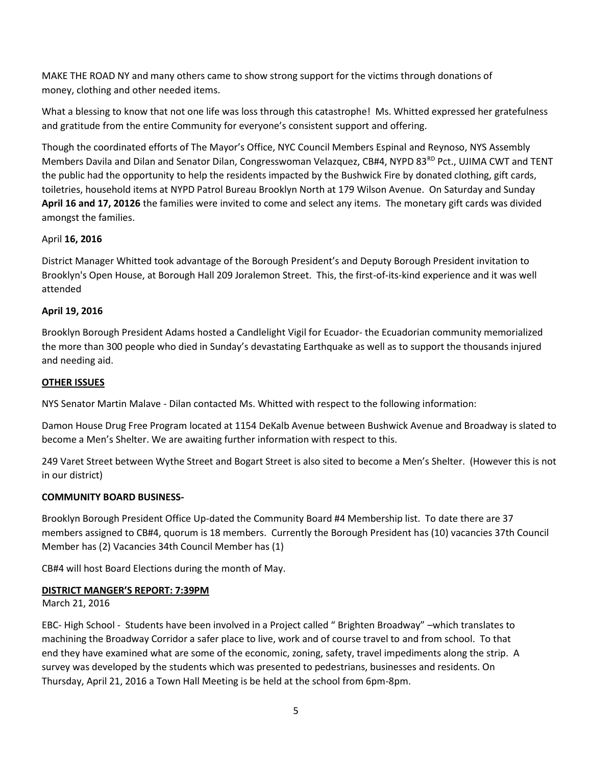MAKE THE ROAD NY and many others came to show strong support for the victims through donations of money, clothing and other needed items.

What a blessing to know that not one life was loss through this catastrophe! Ms. Whitted expressed her gratefulness and gratitude from the entire Community for everyone's consistent support and offering.

Though the coordinated efforts of The Mayor's Office, NYC Council Members Espinal and Reynoso, NYS Assembly Members Davila and Dilan and Senator Dilan, Congresswoman Velazquez, CB#4, NYPD 83RD Pct., UJIMA CWT and TENT the public had the opportunity to help the residents impacted by the Bushwick Fire by donated clothing, gift cards, toiletries, household items at NYPD Patrol Bureau Brooklyn North at 179 Wilson Avenue. On Saturday and Sunday **April 16 and 17, 20126** the families were invited to come and select any items. The monetary gift cards was divided amongst the families.

April **16, 2016**

District Manager Whitted took advantage of the Borough President's and Deputy Borough President invitation to Brooklyn's Open House, at Borough Hall 209 Joralemon Street. This, the first-of-its-kind experience and it was well attended

**April 19, 2016**

Brooklyn Borough President Adams hosted a Candlelight Vigil for Ecuador- the Ecuadorian community memorialized the more than 300 people who died in Sunday's devastating Earthquake as well as to support the thousands injured and needing aid.

**OTHER ISSUES**

NYS Senator Martin Malave - Dilan contacted Ms. Whitted with respect to the following information:

Damon House Drug Free Program located at 1154 DeKalb Avenue between Bushwick Avenue and Broadway is slated to become a Men's Shelter. We are awaiting further information with respect to this.

249 Varet Street between Wythe Street and Bogart Street is also sited to become a Men's Shelter. (However this is not in our district)

**COMMUNITY BOARD BUSINESS-**

Brooklyn Borough President Office Up-dated the Community Board #4 Membership list. To date there are 37 members assigned to CB#4, quorum is 18 members. Currently the Borough President has (10) vacancies 37th Council Member has (2) Vacancies 34th Council Member has (1)

CB#4 will host Board Elections during the month of May.

**DISTRICT MANGER'S REPORT: 7:39PM**

March 21, 2016

EBC- High School - Students have been involved in a Project called " Brighten Broadway" –which translates to machining the Broadway Corridor a safer place to live, work and of course travel to and from school. To that end they have examined what are some of the economic, zoning, safety, travel impediments along the strip. A survey was developed by the students which was presented to pedestrians, businesses and residents. On Thursday, April 21, 2016 a Town Hall Meeting is be held at the school from 6pm-8pm.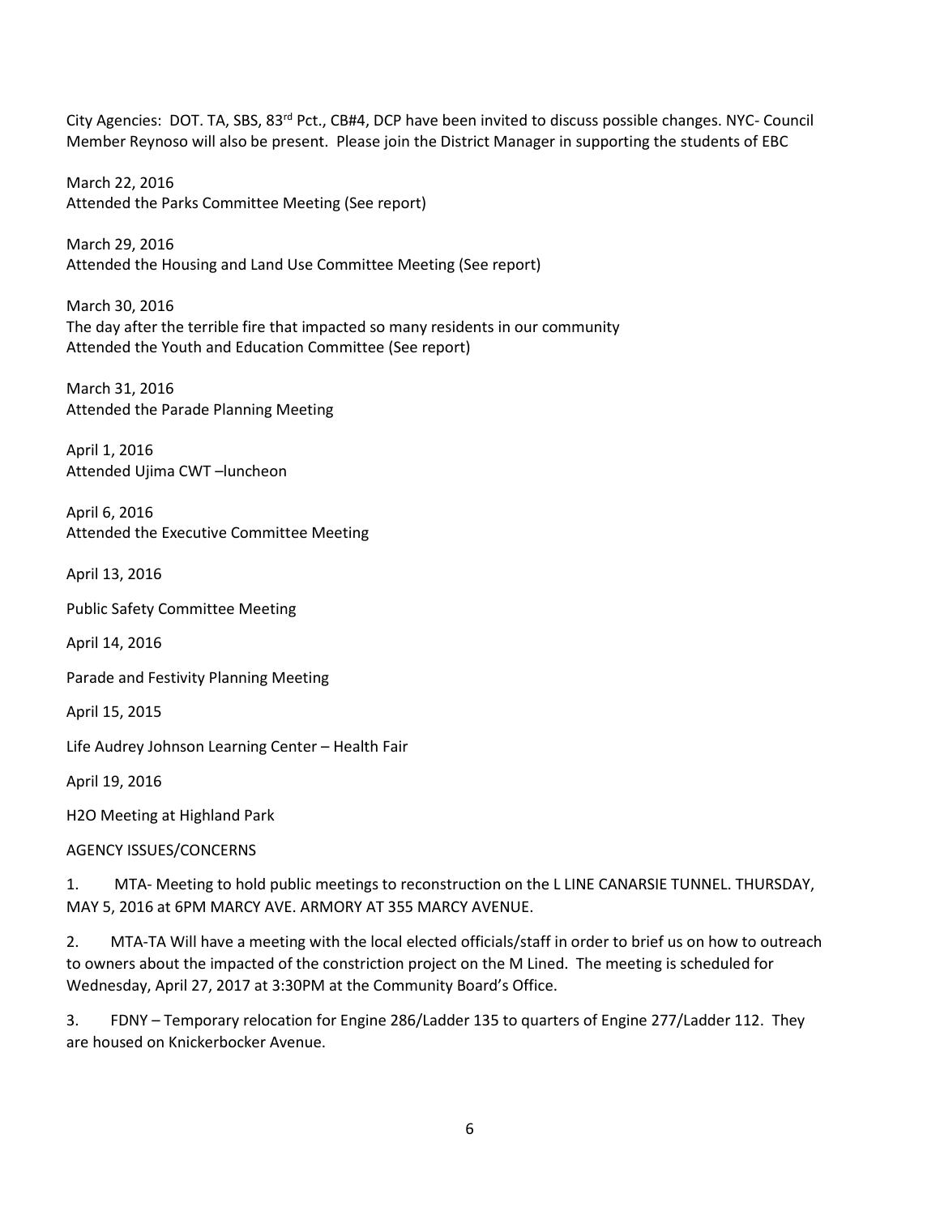City Agencies: DOT. TA, SBS, 83rd Pct., CB#4, DCP have been invited to discuss possible changes. NYC- Council Member Reynoso will also be present. Please join the District Manager in supporting the students of EBC

March 22, 2016
Attended the Parks Committee Meeting (See report)

March 29, 2016
Attended the Housing and Land Use Committee Meeting (See report)

March 30, 2016
The day after the terrible fire that impacted so many residents in our community
Attended the Youth and Education Committee (See report)

March 31, 2016
Attended the Parade Planning Meeting

April 1, 2016
Attended Ujima CWT –luncheon

April 6, 2016
Attended the Executive Committee Meeting

April 13, 2016

Public Safety Committee Meeting

April 14, 2016

Parade and Festivity Planning Meeting

April 15, 2015

Life Audrey Johnson Learning Center – Health Fair

April 19, 2016

H2O Meeting at Highland Park

AGENCY ISSUES/CONCERNS

1. MTA- Meeting to hold public meetings to reconstruction on the L LINE CANARSIE TUNNEL. THURSDAY, MAY 5, 2016 at 6PM MARCY AVE. ARMORY AT 355 MARCY AVENUE.

2. MTA-TA Will have a meeting with the local elected officials/staff in order to brief us on how to outreach to owners about the impacted of the constriction project on the M Lined. The meeting is scheduled for Wednesday, April 27, 2017 at 3:30PM at the Community Board's Office.

3. FDNY – Temporary relocation for Engine 286/Ladder 135 to quarters of Engine 277/Ladder 112. They are housed on Knickerbocker Avenue.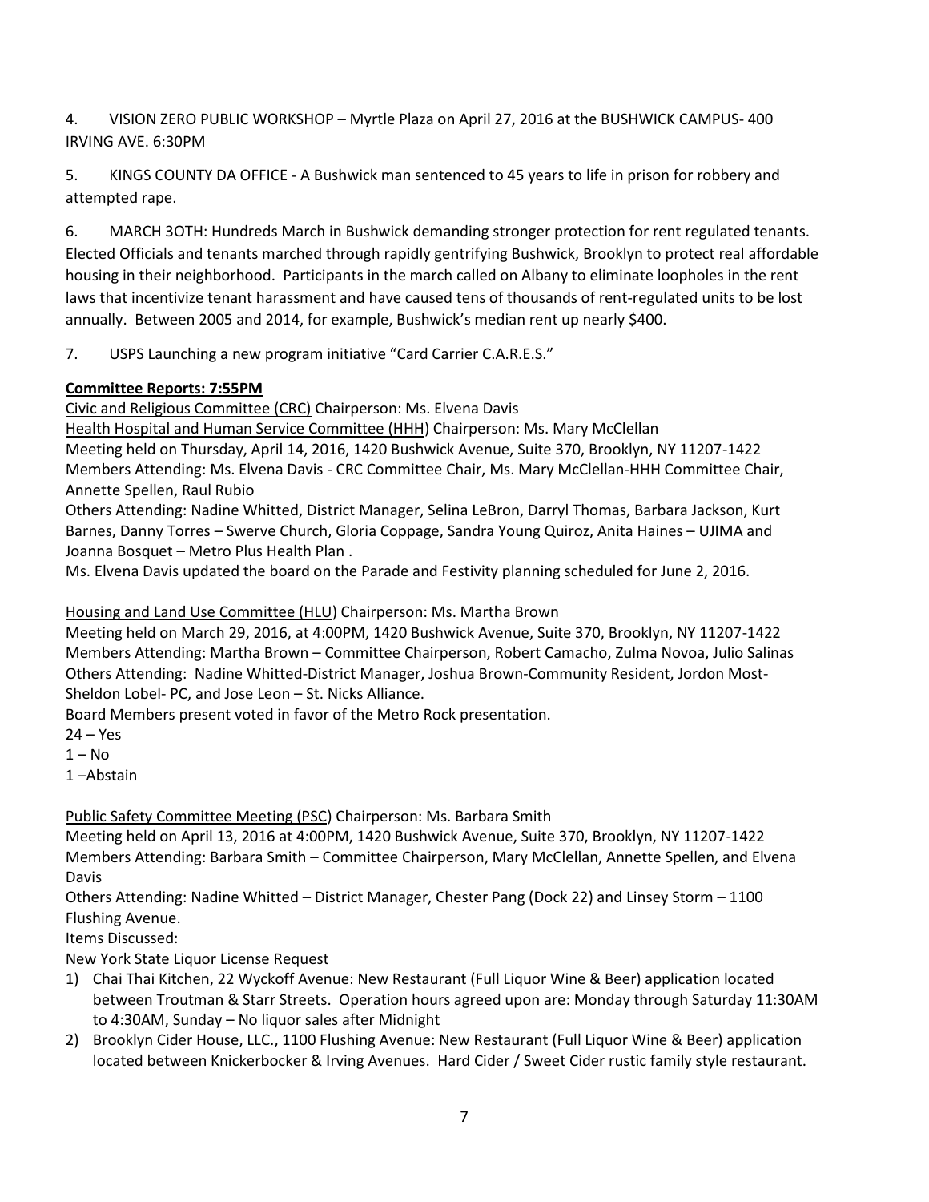4. VISION ZERO PUBLIC WORKSHOP – Myrtle Plaza on April 27, 2016 at the BUSHWICK CAMPUS- 400 IRVING AVE. 6:30PM

5. KINGS COUNTY DA OFFICE - A Bushwick man sentenced to 45 years to life in prison for robbery and attempted rape.

6. MARCH 3OTH: Hundreds March in Bushwick demanding stronger protection for rent regulated tenants. Elected Officials and tenants marched through rapidly gentrifying Bushwick, Brooklyn to protect real affordable housing in their neighborhood. Participants in the march called on Albany to eliminate loopholes in the rent laws that incentivize tenant harassment and have caused tens of thousands of rent-regulated units to be lost annually. Between 2005 and 2014, for example, Bushwick's median rent up nearly $400.

7. USPS Launching a new program initiative "Card Carrier C.A.R.E.S."

**Committee Reports: 7:55PM**

Civic and Religious Committee (CRC) Chairperson: Ms. Elvena Davis
Health Hospital and Human Service Committee (HHH) Chairperson: Ms. Mary McClellan
Meeting held on Thursday, April 14, 2016, 1420 Bushwick Avenue, Suite 370, Brooklyn, NY 11207-1422
Members Attending: Ms. Elvena Davis - CRC Committee Chair, Ms. Mary McClellan-HHH Committee Chair, Annette Spellen, Raul Rubio
Others Attending: Nadine Whitted, District Manager, Selina LeBron, Darryl Thomas, Barbara Jackson, Kurt Barnes, Danny Torres – Swerve Church, Gloria Coppage, Sandra Young Quiroz, Anita Haines – UJIMA and Joanna Bosquet – Metro Plus Health Plan .
Ms. Elvena Davis updated the board on the Parade and Festivity planning scheduled for June 2, 2016.

Housing and Land Use Committee (HLU) Chairperson: Ms. Martha Brown
Meeting held on March 29, 2016, at 4:00PM, 1420 Bushwick Avenue, Suite 370, Brooklyn, NY 11207-1422
Members Attending: Martha Brown – Committee Chairperson, Robert Camacho, Zulma Novoa, Julio Salinas
Others Attending: Nadine Whitted-District Manager, Joshua Brown-Community Resident, Jordon Most-Sheldon Lobel- PC, and Jose Leon – St. Nicks Alliance.
Board Members present voted in favor of the Metro Rock presentation.
24 – Yes
1 – No
1 –Abstain

Public Safety Committee Meeting (PSC) Chairperson: Ms. Barbara Smith
Meeting held on April 13, 2016 at 4:00PM, 1420 Bushwick Avenue, Suite 370, Brooklyn, NY 11207-1422
Members Attending: Barbara Smith – Committee Chairperson, Mary McClellan, Annette Spellen, and Elvena Davis
Others Attending: Nadine Whitted – District Manager, Chester Pang (Dock 22) and Linsey Storm – 1100 Flushing Avenue.
Items Discussed:
New York State Liquor License Request

1) Chai Thai Kitchen, 22 Wyckoff Avenue: New Restaurant (Full Liquor Wine & Beer) application located between Troutman & Starr Streets. Operation hours agreed upon are: Monday through Saturday 11:30AM to 4:30AM, Sunday – No liquor sales after Midnight
2) Brooklyn Cider House, LLC., 1100 Flushing Avenue: New Restaurant (Full Liquor Wine & Beer) application located between Knickerbocker & Irving Avenues. Hard Cider / Sweet Cider rustic family style restaurant.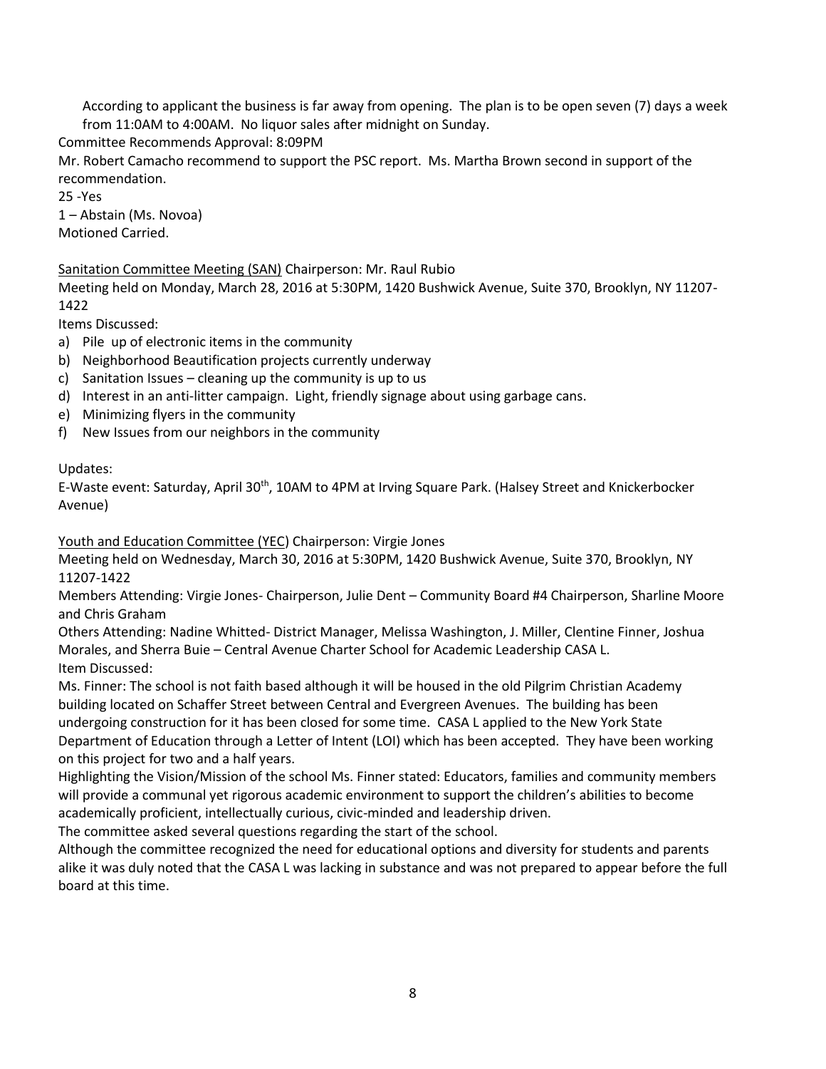According to applicant the business is far away from opening. The plan is to be open seven (7) days a week from 11:0AM to 4:00AM. No liquor sales after midnight on Sunday.

Committee Recommends Approval: 8:09PM

Mr. Robert Camacho recommend to support the PSC report. Ms. Martha Brown second in support of the recommendation.

25 -Yes

1 – Abstain (Ms. Novoa)

Motioned Carried.

Sanitation Committee Meeting (SAN) Chairperson: Mr. Raul Rubio

Meeting held on Monday, March 28, 2016 at 5:30PM, 1420 Bushwick Avenue, Suite 370, Brooklyn, NY 11207-1422

Items Discussed:

a) Pile up of electronic items in the community
b) Neighborhood Beautification projects currently underway
c) Sanitation Issues – cleaning up the community is up to us
d) Interest in an anti-litter campaign. Light, friendly signage about using garbage cans.
e) Minimizing flyers in the community
f) New Issues from our neighbors in the community

Updates:

E-Waste event: Saturday, April 30th, 10AM to 4PM at Irving Square Park. (Halsey Street and Knickerbocker Avenue)

Youth and Education Committee (YEC) Chairperson: Virgie Jones

Meeting held on Wednesday, March 30, 2016 at 5:30PM, 1420 Bushwick Avenue, Suite 370, Brooklyn, NY 11207-1422

Members Attending: Virgie Jones- Chairperson, Julie Dent – Community Board #4 Chairperson, Sharline Moore and Chris Graham

Others Attending: Nadine Whitted- District Manager, Melissa Washington, J. Miller, Clentine Finner, Joshua Morales, and Sherra Buie – Central Avenue Charter School for Academic Leadership CASA L.

Item Discussed:

Ms. Finner: The school is not faith based although it will be housed in the old Pilgrim Christian Academy building located on Schaffer Street between Central and Evergreen Avenues. The building has been undergoing construction for it has been closed for some time. CASA L applied to the New York State Department of Education through a Letter of Intent (LOI) which has been accepted. They have been working on this project for two and a half years.

Highlighting the Vision/Mission of the school Ms. Finner stated: Educators, families and community members will provide a communal yet rigorous academic environment to support the children's abilities to become academically proficient, intellectually curious, civic-minded and leadership driven.

The committee asked several questions regarding the start of the school.

Although the committee recognized the need for educational options and diversity for students and parents alike it was duly noted that the CASA L was lacking in substance and was not prepared to appear before the full board at this time.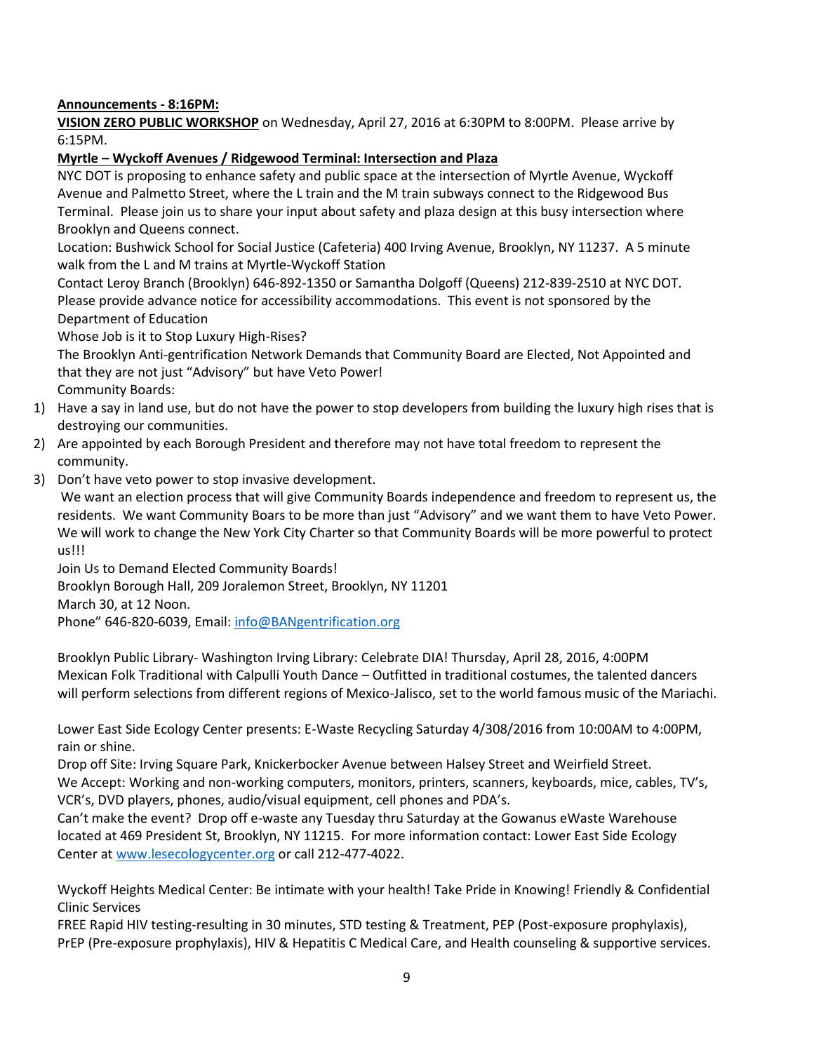**Announcements - 8:16PM:**

**VISION ZERO PUBLIC WORKSHOP** on Wednesday, April 27, 2016 at 6:30PM to 8:00PM. Please arrive by 6:15PM.

**Myrtle – Wyckoff Avenues / Ridgewood Terminal: Intersection and Plaza**

NYC DOT is proposing to enhance safety and public space at the intersection of Myrtle Avenue, Wyckoff Avenue and Palmetto Street, where the L train and the M train subways connect to the Ridgewood Bus Terminal. Please join us to share your input about safety and plaza design at this busy intersection where Brooklyn and Queens connect.

Location: Bushwick School for Social Justice (Cafeteria) 400 Irving Avenue, Brooklyn, NY 11237. A 5 minute walk from the L and M trains at Myrtle-Wyckoff Station

Contact Leroy Branch (Brooklyn) 646-892-1350 or Samantha Dolgoff (Queens) 212-839-2510 at NYC DOT. Please provide advance notice for accessibility accommodations. This event is not sponsored by the Department of Education

Whose Job is it to Stop Luxury High-Rises?

The Brooklyn Anti-gentrification Network Demands that Community Board are Elected, Not Appointed and that they are not just "Advisory" but have Veto Power!

Community Boards:

1) Have a say in land use, but do not have the power to stop developers from building the luxury high rises that is destroying our communities.
2) Are appointed by each Borough President and therefore may not have total freedom to represent the community.
3) Don't have veto power to stop invasive development.

We want an election process that will give Community Boards independence and freedom to represent us, the residents. We want Community Boars to be more than just "Advisory" and we want them to have Veto Power. We will work to change the New York City Charter so that Community Boards will be more powerful to protect us!!!

Join Us to Demand Elected Community Boards!

Brooklyn Borough Hall, 209 Joralemon Street, Brooklyn, NY 11201

March 30, at 12 Noon.

Phone" 646-820-6039, Email: info@BANgentrification.org

Brooklyn Public Library- Washington Irving Library: Celebrate DIA! Thursday, April 28, 2016, 4:00PM
Mexican Folk Traditional with Calpulli Youth Dance – Outfitted in traditional costumes, the talented dancers will perform selections from different regions of Mexico-Jalisco, set to the world famous music of the Mariachi.

Lower East Side Ecology Center presents: E-Waste Recycling Saturday 4/308/2016 from 10:00AM to 4:00PM, rain or shine.

Drop off Site: Irving Square Park, Knickerbocker Avenue between Halsey Street and Weirfield Street.

We Accept: Working and non-working computers, monitors, printers, scanners, keyboards, mice, cables, TV's, VCR's, DVD players, phones, audio/visual equipment, cell phones and PDA's.

Can't make the event? Drop off e-waste any Tuesday thru Saturday at the Gowanus eWaste Warehouse located at 469 President St, Brooklyn, NY 11215. For more information contact: Lower East Side Ecology Center at www.lesecologycenter.org or call 212-477-4022.

Wyckoff Heights Medical Center: Be intimate with your health! Take Pride in Knowing! Friendly & Confidential Clinic Services

FREE Rapid HIV testing-resulting in 30 minutes, STD testing & Treatment, PEP (Post-exposure prophylaxis), PrEP (Pre-exposure prophylaxis), HIV & Hepatitis C Medical Care, and Health counseling & supportive services.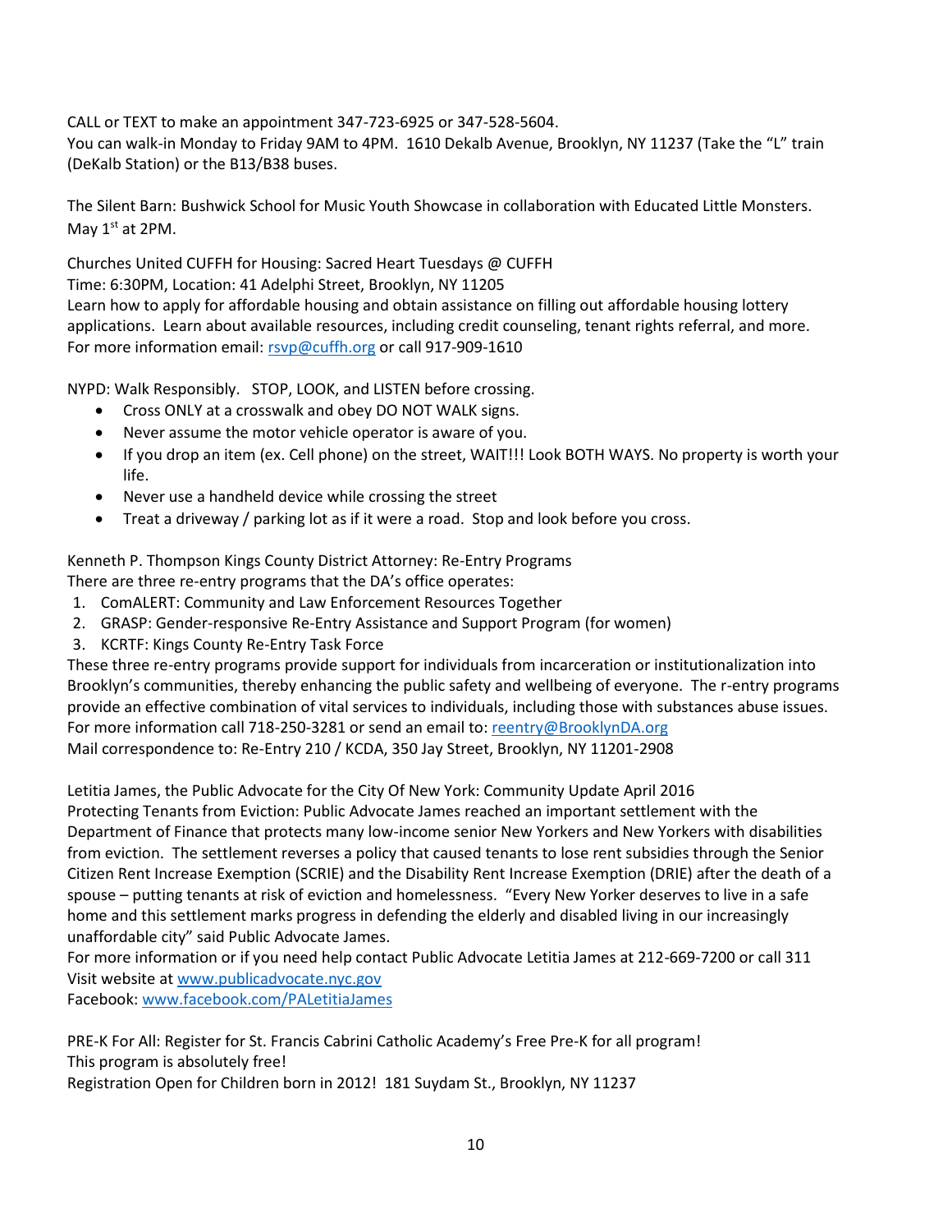CALL or TEXT to make an appointment 347-723-6925 or 347-528-5604.
You can walk-in Monday to Friday 9AM to 4PM. 1610 Dekalb Avenue, Brooklyn, NY 11237 (Take the "L" train (DeKalb Station) or the B13/B38 buses.

The Silent Barn: Bushwick School for Music Youth Showcase in collaboration with Educated Little Monsters. May 1st at 2PM.

Churches United CUFFH for Housing: Sacred Heart Tuesdays @ CUFFH
Time: 6:30PM, Location: 41 Adelphi Street, Brooklyn, NY 11205
Learn how to apply for affordable housing and obtain assistance on filling out affordable housing lottery applications. Learn about available resources, including credit counseling, tenant rights referral, and more. For more information email: rsvp@cuffh.org or call 917-909-1610

NYPD: Walk Responsibly. STOP, LOOK, and LISTEN before crossing.

- Cross ONLY at a crosswalk and obey DO NOT WALK signs.
- Never assume the motor vehicle operator is aware of you.
- If you drop an item (ex. Cell phone) on the street, WAIT!!! Look BOTH WAYS. No property is worth your life.
- Never use a handheld device while crossing the street
- Treat a driveway / parking lot as if it were a road. Stop and look before you cross.

Kenneth P. Thompson Kings County District Attorney: Re-Entry Programs
There are three re-entry programs that the DA's office operates:

1. ComALERT: Community and Law Enforcement Resources Together
2. GRASP: Gender-responsive Re-Entry Assistance and Support Program (for women)
3. KCRTF: Kings County Re-Entry Task Force

These three re-entry programs provide support for individuals from incarceration or institutionalization into Brooklyn's communities, thereby enhancing the public safety and wellbeing of everyone. The r-entry programs provide an effective combination of vital services to individuals, including those with substances abuse issues. For more information call 718-250-3281 or send an email to: reentry@BrooklynDA.org
Mail correspondence to: Re-Entry 210 / KCDA, 350 Jay Street, Brooklyn, NY 11201-2908

Letitia James, the Public Advocate for the City Of New York: Community Update April 2016
Protecting Tenants from Eviction: Public Advocate James reached an important settlement with the Department of Finance that protects many low-income senior New Yorkers and New Yorkers with disabilities from eviction. The settlement reverses a policy that caused tenants to lose rent subsidies through the Senior Citizen Rent Increase Exemption (SCRIE) and the Disability Rent Increase Exemption (DRIE) after the death of a spouse – putting tenants at risk of eviction and homelessness. "Every New Yorker deserves to live in a safe home and this settlement marks progress in defending the elderly and disabled living in our increasingly unaffordable city" said Public Advocate James.
For more information or if you need help contact Public Advocate Letitia James at 212-669-7200 or call 311
Visit website at www.publicadvocate.nyc.gov
Facebook: www.facebook.com/PALetitiaJames

PRE-K For All: Register for St. Francis Cabrini Catholic Academy's Free Pre-K for all program!
This program is absolutely free!
Registration Open for Children born in 2012! 181 Suydam St., Brooklyn, NY 11237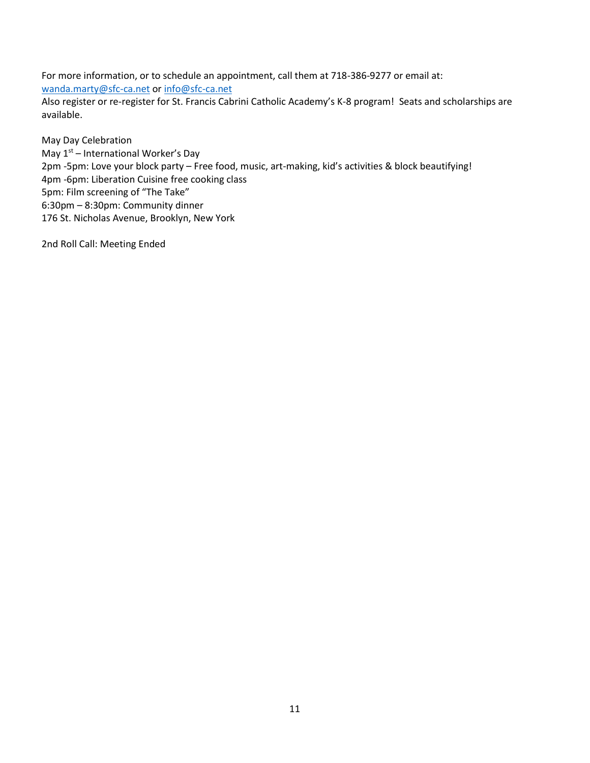For more information, or to schedule an appointment, call them at 718-386-9277 or email at: wanda.marty@sfc-ca.net or info@sfc-ca.net

Also register or re-register for St. Francis Cabrini Catholic Academy's K-8 program! Seats and scholarships are available.

May Day Celebration

May 1st – International Worker's Day

2pm -5pm: Love your block party – Free food, music, art-making, kid's activities & block beautifying!

4pm -6pm: Liberation Cuisine free cooking class

5pm: Film screening of "The Take"

6:30pm – 8:30pm: Community dinner

176 St. Nicholas Avenue, Brooklyn, New York

2nd Roll Call: Meeting Ended